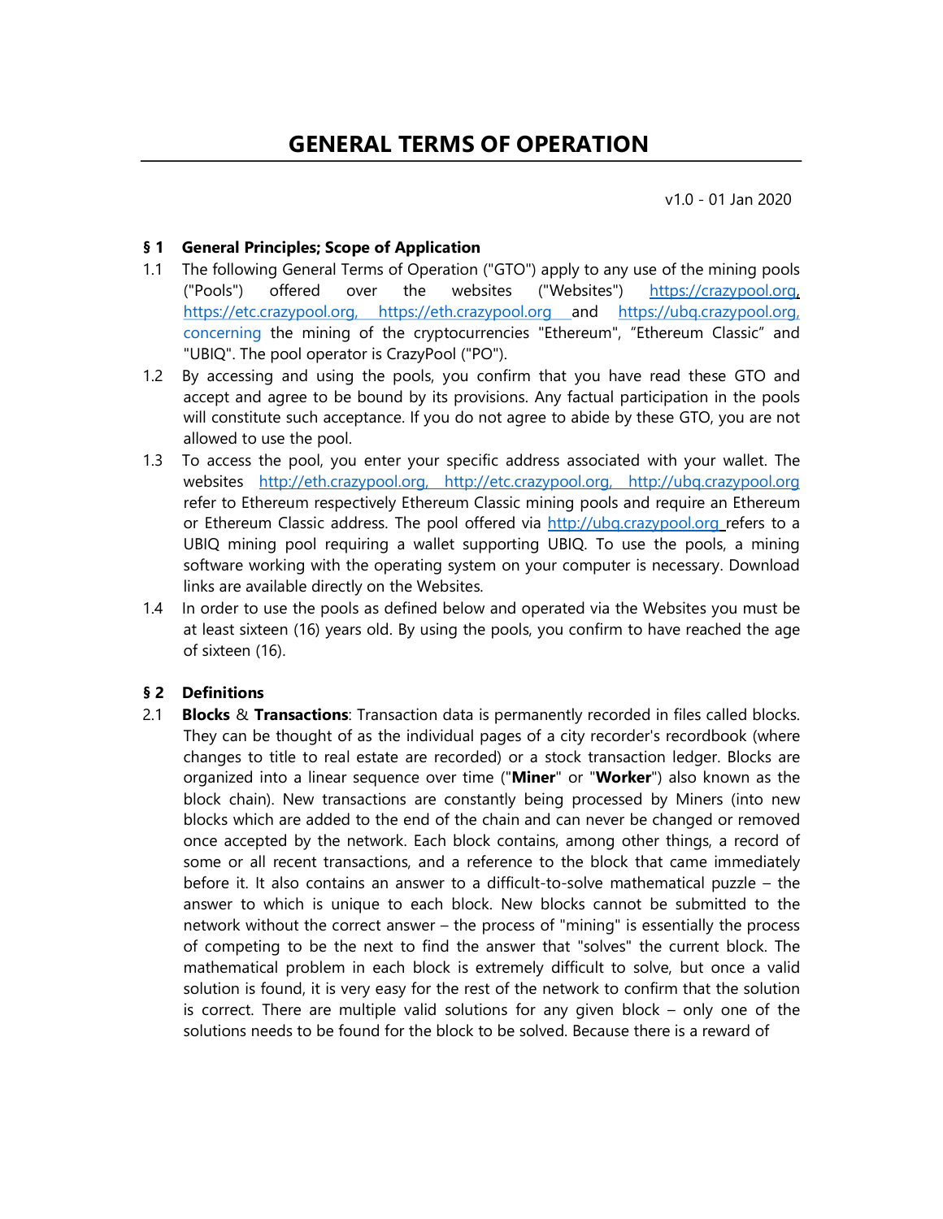# GENERAL TERMS OF OPERATION

v1.0 - 01 Jan 2020

### § 1 General Principles; Scope of Application

1.1 The following General Terms of Operation ("GTO") apply to any use of the mining pools ("Pools") offered over the websites ("Websites") https://crazypool.org, https://etc.crazypool.org, https://eth.crazypool.org and https://ubq.crazypool.org, concerning the mining of the cryptocurrencies "Ethereum", "Ethereum Classic" and "UBIQ". The pool operator is CrazyPool ("PO").

1.2 By accessing and using the pools, you confirm that you have read these GTO and accept and agree to be bound by its provisions. Any factual participation in the pools will constitute such acceptance. If you do not agree to abide by these GTO, you are not allowed to use the pool.

1.3 To access the pool, you enter your specific address associated with your wallet. The websites http://eth.crazypool.org, http://etc.crazypool.org, http://ubq.crazypool.org refer to Ethereum respectively Ethereum Classic mining pools and require an Ethereum or Ethereum Classic address. The pool offered via http://ubq.crazypool.org refers to a UBIQ mining pool requiring a wallet supporting UBIQ. To use the pools, a mining software working with the operating system on your computer is necessary. Download links are available directly on the Websites.

1.4 In order to use the pools as defined below and operated via the Websites you must be at least sixteen (16) years old. By using the pools, you confirm to have reached the age of sixteen (16).

### § 2 Definitions

2.1 **Blocks** & **Transactions**: Transaction data is permanently recorded in files called blocks. They can be thought of as the individual pages of a city recorder's recordbook (where changes to title to real estate are recorded) or a stock transaction ledger. Blocks are organized into a linear sequence over time ("**Miner**" or "**Worker**") also known as the block chain). New transactions are constantly being processed by Miners (into new blocks which are added to the end of the chain and can never be changed or removed once accepted by the network. Each block contains, among other things, a record of some or all recent transactions, and a reference to the block that came immediately before it. It also contains an answer to a difficult-to-solve mathematical puzzle – the answer to which is unique to each block. New blocks cannot be submitted to the network without the correct answer – the process of "mining" is essentially the process of competing to be the next to find the answer that "solves" the current block. The mathematical problem in each block is extremely difficult to solve, but once a valid solution is found, it is very easy for the rest of the network to confirm that the solution is correct. There are multiple valid solutions for any given block – only one of the solutions needs to be found for the block to be solved. Because there is a reward of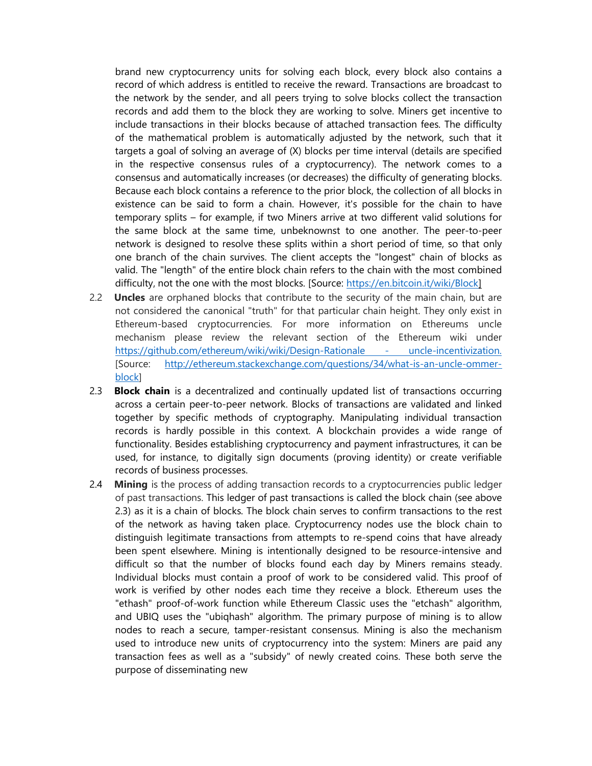brand new cryptocurrency units for solving each block, every block also contains a record of which address is entitled to receive the reward. Transactions are broadcast to the network by the sender, and all peers trying to solve blocks collect the transaction records and add them to the block they are working to solve. Miners get incentive to include transactions in their blocks because of attached transaction fees. The difficulty of the mathematical problem is automatically adjusted by the network, such that it targets a goal of solving an average of (X) blocks per time interval (details are specified in the respective consensus rules of a cryptocurrency). The network comes to a consensus and automatically increases (or decreases) the difficulty of generating blocks. Because each block contains a reference to the prior block, the collection of all blocks in existence can be said to form a chain. However, it's possible for the chain to have temporary splits – for example, if two Miners arrive at two different valid solutions for the same block at the same time, unbeknownst to one another. The peer-to-peer network is designed to resolve these splits within a short period of time, so that only one branch of the chain survives. The client accepts the "longest" chain of blocks as valid. The "length" of the entire block chain refers to the chain with the most combined difficulty, not the one with the most blocks. [Source: https://en.bitcoin.it/wiki/Block]

2.2 **Uncles** are orphaned blocks that contribute to the security of the main chain, but are not considered the canonical "truth" for that particular chain height. They only exist in Ethereum-based cryptocurrencies. For more information on Ethereums uncle mechanism please review the relevant section of the Ethereum wiki under https://github.com/ethereum/wiki/wiki/Design-Rationale - uncle-incentivization. [Source: http://ethereum.stackexchange.com/questions/34/what-is-an-uncle-ommer-block]

2.3 **Block chain** is a decentralized and continually updated list of transactions occurring across a certain peer-to-peer network. Blocks of transactions are validated and linked together by specific methods of cryptography. Manipulating individual transaction records is hardly possible in this context. A blockchain provides a wide range of functionality. Besides establishing cryptocurrency and payment infrastructures, it can be used, for instance, to digitally sign documents (proving identity) or create verifiable records of business processes.

2.4 **Mining** is the process of adding transaction records to a cryptocurrencies public ledger of past transactions. This ledger of past transactions is called the block chain (see above 2.3) as it is a chain of blocks. The block chain serves to confirm transactions to the rest of the network as having taken place. Cryptocurrency nodes use the block chain to distinguish legitimate transactions from attempts to re-spend coins that have already been spent elsewhere. Mining is intentionally designed to be resource-intensive and difficult so that the number of blocks found each day by Miners remains steady. Individual blocks must contain a proof of work to be considered valid. This proof of work is verified by other nodes each time they receive a block. Ethereum uses the "ethash" proof-of-work function while Ethereum Classic uses the "etchash" algorithm, and UBIQ uses the "ubiqhash" algorithm. The primary purpose of mining is to allow nodes to reach a secure, tamper-resistant consensus. Mining is also the mechanism used to introduce new units of cryptocurrency into the system: Miners are paid any transaction fees as well as a "subsidy" of newly created coins. These both serve the purpose of disseminating new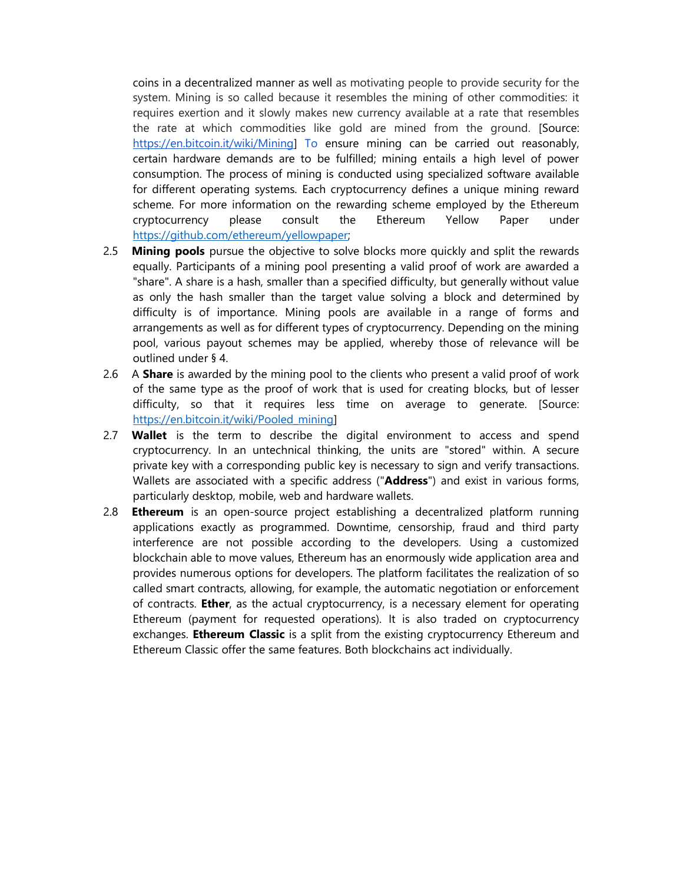coins in a decentralized manner as well as motivating people to provide security for the system. Mining is so called because it resembles the mining of other commodities: it requires exertion and it slowly makes new currency available at a rate that resembles the rate at which commodities like gold are mined from the ground. [Source: https://en.bitcoin.it/wiki/Mining] To ensure mining can be carried out reasonably, certain hardware demands are to be fulfilled; mining entails a high level of power consumption. The process of mining is conducted using specialized software available for different operating systems. Each cryptocurrency defines a unique mining reward scheme. For more information on the rewarding scheme employed by the Ethereum cryptocurrency please consult the Ethereum Yellow Paper under https://github.com/ethereum/yellowpaper;

2.5 **Mining pools** pursue the objective to solve blocks more quickly and split the rewards equally. Participants of a mining pool presenting a valid proof of work are awarded a "share". A share is a hash, smaller than a specified difficulty, but generally without value as only the hash smaller than the target value solving a block and determined by difficulty is of importance. Mining pools are available in a range of forms and arrangements as well as for different types of cryptocurrency. Depending on the mining pool, various payout schemes may be applied, whereby those of relevance will be outlined under § 4.

2.6 A **Share** is awarded by the mining pool to the clients who present a valid proof of work of the same type as the proof of work that is used for creating blocks, but of lesser difficulty, so that it requires less time on average to generate. [Source: https://en.bitcoin.it/wiki/Pooled_mining]

2.7 **Wallet** is the term to describe the digital environment to access and spend cryptocurrency. In an untechnical thinking, the units are "stored" within. A secure private key with a corresponding public key is necessary to sign and verify transactions. Wallets are associated with a specific address ("**Address**") and exist in various forms, particularly desktop, mobile, web and hardware wallets.

2.8 **Ethereum** is an open-source project establishing a decentralized platform running applications exactly as programmed. Downtime, censorship, fraud and third party interference are not possible according to the developers. Using a customized blockchain able to move values, Ethereum has an enormously wide application area and provides numerous options for developers. The platform facilitates the realization of so called smart contracts, allowing, for example, the automatic negotiation or enforcement of contracts. **Ether**, as the actual cryptocurrency, is a necessary element for operating Ethereum (payment for requested operations). It is also traded on cryptocurrency exchanges. **Ethereum Classic** is a split from the existing cryptocurrency Ethereum and Ethereum Classic offer the same features. Both blockchains act individually.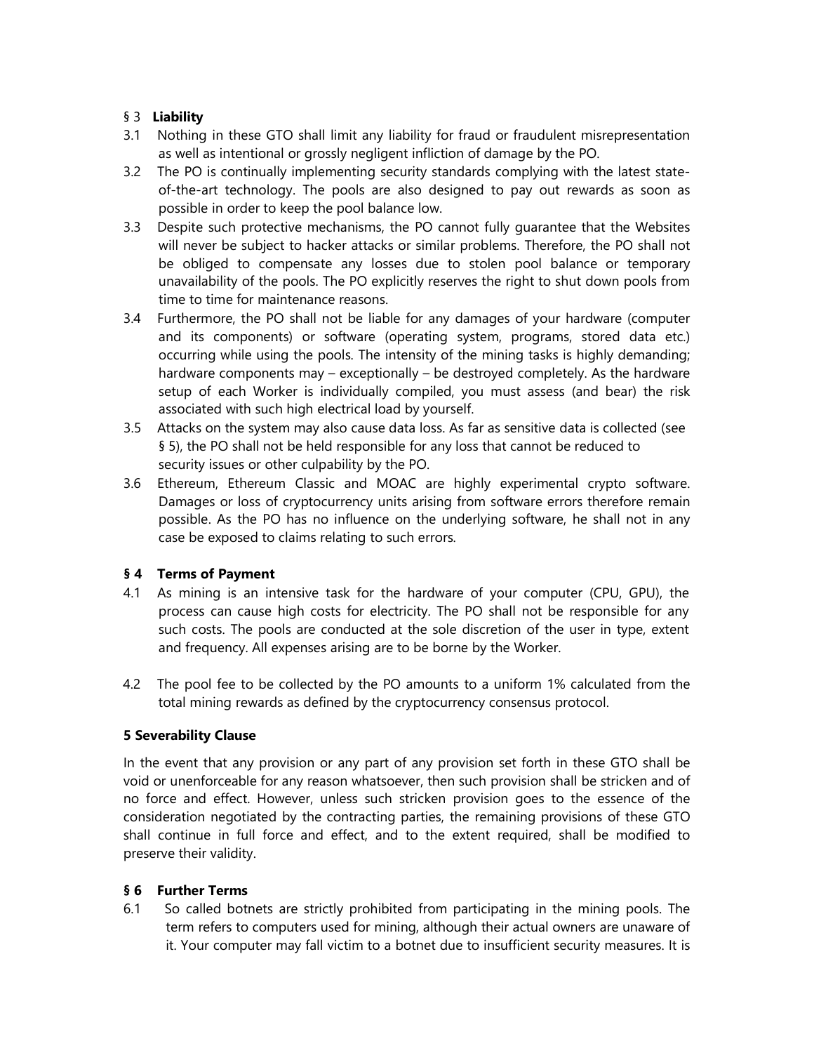## § 3 **Liability**

3.1 Nothing in these GTO shall limit any liability for fraud or fraudulent misrepresentation as well as intentional or grossly negligent infliction of damage by the PO.

3.2 The PO is continually implementing security standards complying with the latest state-of-the-art technology. The pools are also designed to pay out rewards as soon as possible in order to keep the pool balance low.

3.3 Despite such protective mechanisms, the PO cannot fully guarantee that the Websites will never be subject to hacker attacks or similar problems. Therefore, the PO shall not be obliged to compensate any losses due to stolen pool balance or temporary unavailability of the pools. The PO explicitly reserves the right to shut down pools from time to time for maintenance reasons.

3.4 Furthermore, the PO shall not be liable for any damages of your hardware (computer and its components) or software (operating system, programs, stored data etc.) occurring while using the pools. The intensity of the mining tasks is highly demanding; hardware components may – exceptionally – be destroyed completely. As the hardware setup of each Worker is individually compiled, you must assess (and bear) the risk associated with such high electrical load by yourself.

3.5 Attacks on the system may also cause data loss. As far as sensitive data is collected (see § 5), the PO shall not be held responsible for any loss that cannot be reduced to security issues or other culpability by the PO.

3.6 Ethereum, Ethereum Classic and MOAC are highly experimental crypto software. Damages or loss of cryptocurrency units arising from software errors therefore remain possible. As the PO has no influence on the underlying software, he shall not in any case be exposed to claims relating to such errors.

## § 4 Terms of Payment

4.1 As mining is an intensive task for the hardware of your computer (CPU, GPU), the process can cause high costs for electricity. The PO shall not be responsible for any such costs. The pools are conducted at the sole discretion of the user in type, extent and frequency. All expenses arising are to be borne by the Worker.

4.2 The pool fee to be collected by the PO amounts to a uniform 1% calculated from the total mining rewards as defined by the cryptocurrency consensus protocol.

## 5 Severability Clause

In the event that any provision or any part of any provision set forth in these GTO shall be void or unenforceable for any reason whatsoever, then such provision shall be stricken and of no force and effect. However, unless such stricken provision goes to the essence of the consideration negotiated by the contracting parties, the remaining provisions of these GTO shall continue in full force and effect, and to the extent required, shall be modified to preserve their validity.

## § 6 Further Terms

6.1 So called botnets are strictly prohibited from participating in the mining pools. The term refers to computers used for mining, although their actual owners are unaware of it. Your computer may fall victim to a botnet due to insufficient security measures. It is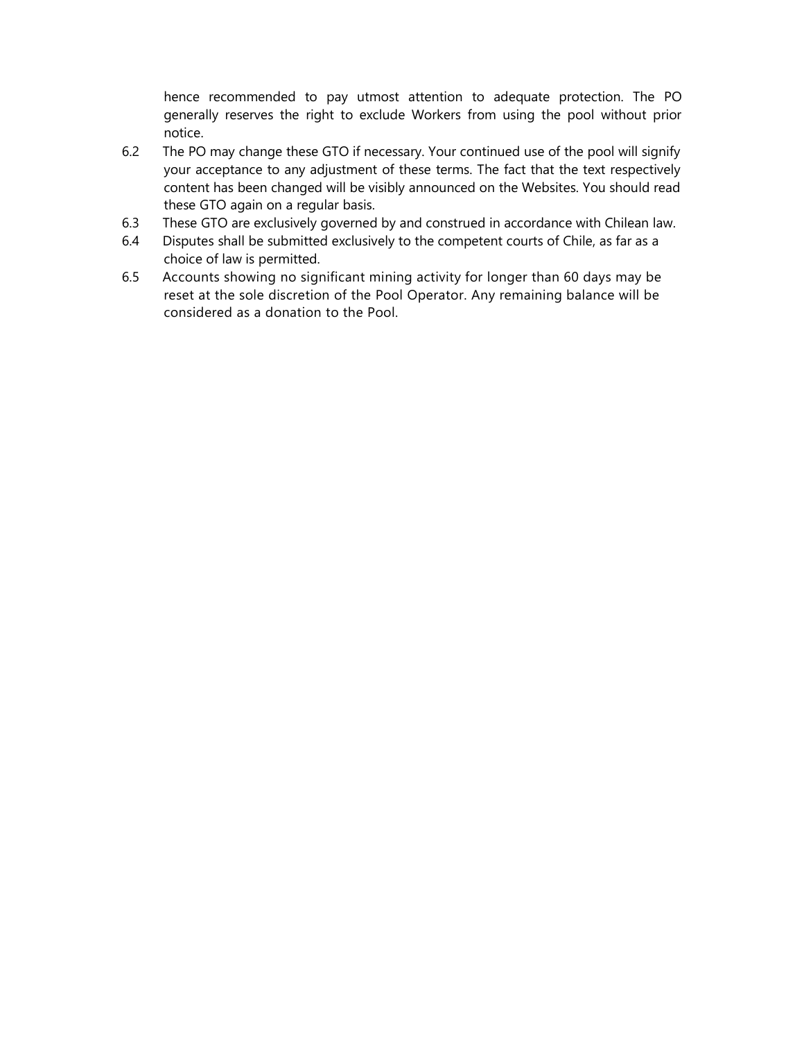hence recommended to pay utmost attention to adequate protection. The PO generally reserves the right to exclude Workers from using the pool without prior notice.

6.2 The PO may change these GTO if necessary. Your continued use of the pool will signify your acceptance to any adjustment of these terms. The fact that the text respectively content has been changed will be visibly announced on the Websites. You should read these GTO again on a regular basis.

6.3 These GTO are exclusively governed by and construed in accordance with Chilean law.

6.4 Disputes shall be submitted exclusively to the competent courts of Chile, as far as a choice of law is permitted.

6.5 Accounts showing no significant mining activity for longer than 60 days may be reset at the sole discretion of the Pool Operator. Any remaining balance will be considered as a donation to the Pool.